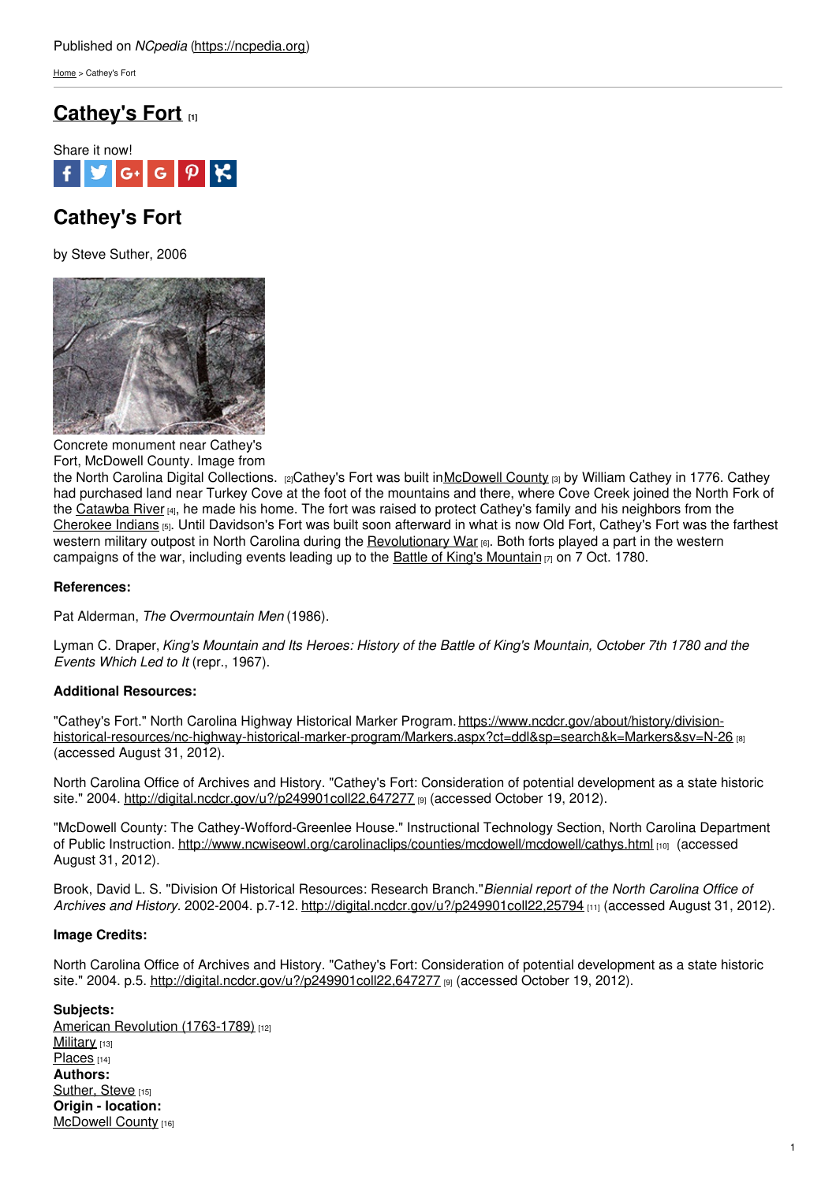Published on *NCpedia* (https://ncpedia.org)

Home > Cathey's Fort

# Cathey's Fort [1]

Share it now!

## Cathey's Fort

by Steve Suther, 2006

Concrete monument near Cathey's Fort, McDowell County. Image from the North Carolina Digital Collections. [2]

Cathey's Fort was built in McDowell County [3] by William Cathey in 1776. Cathey had purchased land near Turkey Cove at the foot of the mountains and there, where Cove Creek joined the North Fork of the Catawba River [4], he made his home. The fort was raised to protect Cathey's family and his neighbors from the Cherokee Indians [5]. Until Davidson's Fort was built soon afterward in what is now Old Fort, Cathey's Fort was the farthest western military outpost in North Carolina during the Revolutionary War [6]. Both forts played a part in the western campaigns of the war, including events leading up to the Battle of King's Mountain [7] on 7 Oct. 1780.

**References:**

Pat Alderman, *The Overmountain Men* (1986).

Lyman C. Draper, *King's Mountain and Its Heroes: History of the Battle of King's Mountain, October 7th 1780 and the Events Which Led to It* (repr., 1967).

**Additional Resources:**

"Cathey's Fort." North Carolina Highway Historical Marker Program. https://www.ncdcr.gov/about/history/division-historical-resources/nc-highway-historical-marker-program/Markers.aspx?ct=ddl&sp=search&k=Markers&sv=N-26 [8] (accessed August 31, 2012).

North Carolina Office of Archives and History. "Cathey's Fort: Consideration of potential development as a state historic site." 2004. http://digital.ncdcr.gov/u?/p249901coll22,647277 [9] (accessed October 19, 2012).

"McDowell County: The Cathey-Wofford-Greenlee House." Instructional Technology Section, North Carolina Department of Public Instruction. http://www.ncwiseowl.org/carolinaclips/counties/mcdowell/mcdowell/cathys.html [10] (accessed August 31, 2012).

Brook, David L. S. "Division Of Historical Resources: Research Branch."*Biennial report of the North Carolina Office of Archives and History*. 2002-2004. p.7-12. http://digital.ncdcr.gov/u?/p249901coll22,25794 [11] (accessed August 31, 2012).

**Image Credits:**

North Carolina Office of Archives and History. "Cathey's Fort: Consideration of potential development as a state historic site." 2004. p.5. http://digital.ncdcr.gov/u?/p249901coll22,647277 [9] (accessed October 19, 2012).

**Subjects:**
American Revolution (1763-1789) [12]
Military [13]
Places [14]
**Authors:**
Suther, Steve [15]
**Origin - location:**
McDowell County [16]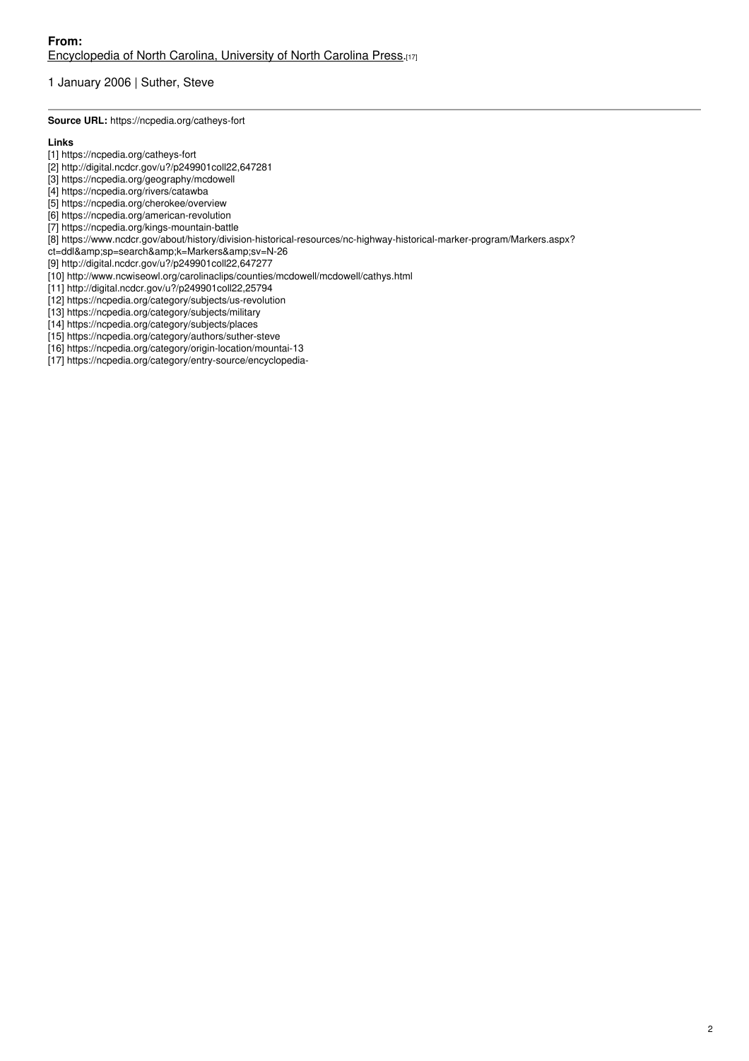**From:**
Encyclopedia of North Carolina, University of North Carolina Press.[17]

1 January 2006 | Suther, Steve

---

**Source URL:** https://ncpedia.org/catheys-fort

**Links**

[1] https://ncpedia.org/catheys-fort
[2] http://digital.ncdcr.gov/u?/p249901coll22,647281
[3] https://ncpedia.org/geography/mcdowell
[4] https://ncpedia.org/rivers/catawba
[5] https://ncpedia.org/cherokee/overview
[6] https://ncpedia.org/american-revolution
[7] https://ncpedia.org/kings-mountain-battle
[8] https://www.ncdcr.gov/about/history/division-historical-resources/nc-highway-historical-marker-program/Markers.aspx?ct=ddl&amp;sp=search&amp;k=Markers&amp;sv=N-26
[9] http://digital.ncdcr.gov/u?/p249901coll22,647277
[10] http://www.ncwiseowl.org/carolinaclips/counties/mcdowell/mcdowell/cathys.html
[11] http://digital.ncdcr.gov/u?/p249901coll22,25794
[12] https://ncpedia.org/category/subjects/us-revolution
[13] https://ncpedia.org/category/subjects/military
[14] https://ncpedia.org/category/subjects/places
[15] https://ncpedia.org/category/authors/suther-steve
[16] https://ncpedia.org/category/origin-location/mountai-13
[17] https://ncpedia.org/category/entry-source/encyclopedia-